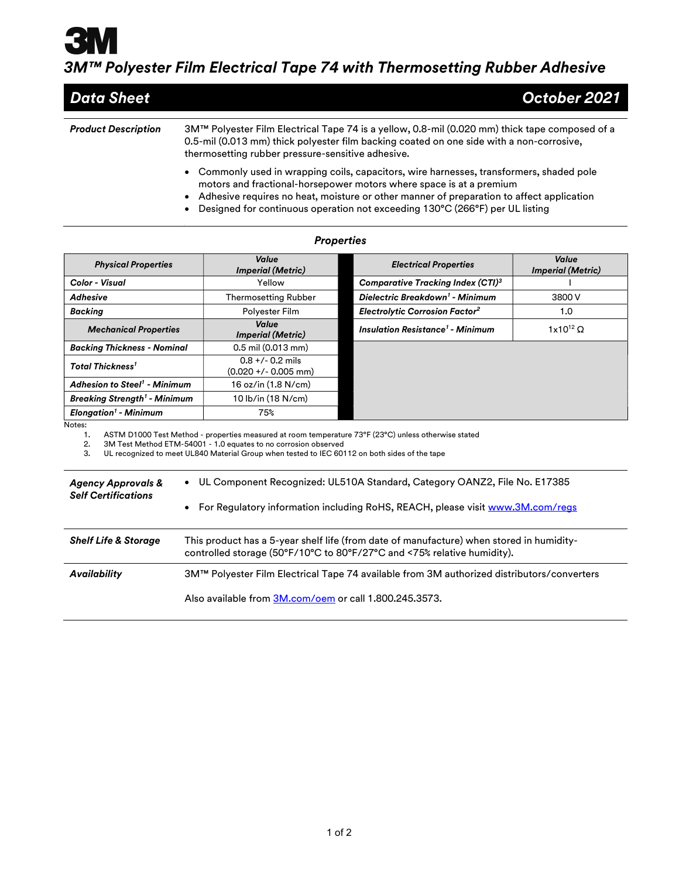# 3M™ Polyester Film Electrical Tape 74 with Thermosetting Rubber Adhesive

## Data Sheet — October 2021

**Product Description**

3M™ Polyester Film Electrical Tape 74 is a yellow, 0.8-mil (0.020 mm) thick tape composed of a 0.5-mil (0.013 mm) thick polyester film backing coated on one side with a non-corrosive, thermosetting rubber pressure-sensitive adhesive.

- Commonly used in wrapping coils, capacitors, wire harnesses, transformers, shaded pole motors and fractional-horsepower motors where space is at a premium
- Adhesive requires no heat, moisture or other manner of preparation to affect application
- Designed for continuous operation not exceeding 130°C (266°F) per UL listing

### Properties

| Physical Properties | Value Imperial (Metric) |
|---|---|
| **Color - Visual** | Yellow |
| **Adhesive** | Thermosetting Rubber |
| **Backing** | Polyester Film |

| Mechanical Properties | Value Imperial (Metric) |
|---|---|
| **Backing Thickness - Nominal** | 0.5 mil (0.013 mm) |
| **Total Thickness[1]** | 0.8 +/- 0.2 mils (0.020 +/- 0.005 mm) |
| **Adhesion to Steel[1] - Minimum** | 16 oz/in (1.8 N/cm) |
| **Breaking Strength[1] - Minimum** | 10 lb/in (18 N/cm) |
| **Elongation[1] - Minimum** | 75% |

| Electrical Properties | Value Imperial (Metric) |
|---|---|
| **Comparative Tracking Index (CTI)[3]** | I |
| **Dielectric Breakdown[1] - Minimum** | 3800 V |
| **Electrolytic Corrosion Factor[2]** | 1.0 |
| **Insulation Resistance[1] - Minimum** | $1 \times 10^{12}$ Ω |

Notes:

1. ASTM D1000 Test Method - properties measured at room temperature 73°F (23°C) unless otherwise stated
2. 3M Test Method ETM-54001 - 1.0 equates to no corrosion observed
3. UL recognized to meet UL840 Material Group when tested to IEC 60112 on both sides of the tape

**Agency Approvals & Self Certifications**

- UL Component Recognized: UL510A Standard, Category OANZ2, File No. E17385
- For Regulatory information including RoHS, REACH, please visit [www.3M.com/regs](www.3M.com/regs)

**Shelf Life & Storage**

This product has a 5-year shelf life (from date of manufacture) when stored in humidity-controlled storage (50°F/10°C to 80°F/27°C and <75% relative humidity).

**Availability**

3M™ Polyester Film Electrical Tape 74 available from 3M authorized distributors/converters

Also available from [3M.com/oem](3M.com/oem) or call 1.800.245.3573.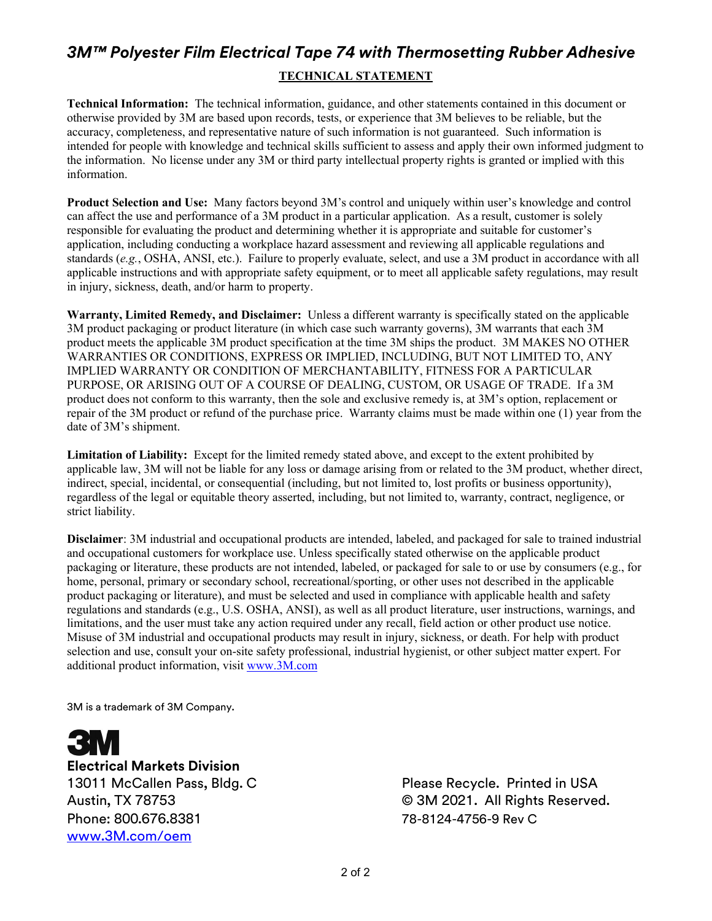# *3M™ Polyester Film Electrical Tape 74 with Thermosetting Rubber Adhesive*

## TECHNICAL STATEMENT

**Technical Information:** The technical information, guidance, and other statements contained in this document or otherwise provided by 3M are based upon records, tests, or experience that 3M believes to be reliable, but the accuracy, completeness, and representative nature of such information is not guaranteed. Such information is intended for people with knowledge and technical skills sufficient to assess and apply their own informed judgment to the information. No license under any 3M or third party intellectual property rights is granted or implied with this information.

**Product Selection and Use:** Many factors beyond 3M's control and uniquely within user's knowledge and control can affect the use and performance of a 3M product in a particular application. As a result, customer is solely responsible for evaluating the product and determining whether it is appropriate and suitable for customer's application, including conducting a workplace hazard assessment and reviewing all applicable regulations and standards (*e.g.*, OSHA, ANSI, etc.). Failure to properly evaluate, select, and use a 3M product in accordance with all applicable instructions and with appropriate safety equipment, or to meet all applicable safety regulations, may result in injury, sickness, death, and/or harm to property.

**Warranty, Limited Remedy, and Disclaimer:** Unless a different warranty is specifically stated on the applicable 3M product packaging or product literature (in which case such warranty governs), 3M warrants that each 3M product meets the applicable 3M product specification at the time 3M ships the product. 3M MAKES NO OTHER WARRANTIES OR CONDITIONS, EXPRESS OR IMPLIED, INCLUDING, BUT NOT LIMITED TO, ANY IMPLIED WARRANTY OR CONDITION OF MERCHANTABILITY, FITNESS FOR A PARTICULAR PURPOSE, OR ARISING OUT OF A COURSE OF DEALING, CUSTOM, OR USAGE OF TRADE. If a 3M product does not conform to this warranty, then the sole and exclusive remedy is, at 3M's option, replacement or repair of the 3M product or refund of the purchase price. Warranty claims must be made within one (1) year from the date of 3M's shipment.

**Limitation of Liability:** Except for the limited remedy stated above, and except to the extent prohibited by applicable law, 3M will not be liable for any loss or damage arising from or related to the 3M product, whether direct, indirect, special, incidental, or consequential (including, but not limited to, lost profits or business opportunity), regardless of the legal or equitable theory asserted, including, but not limited to, warranty, contract, negligence, or strict liability.

**Disclaimer**: 3M industrial and occupational products are intended, labeled, and packaged for sale to trained industrial and occupational customers for workplace use. Unless specifically stated otherwise on the applicable product packaging or literature, these products are not intended, labeled, or packaged for sale to or use by consumers (e.g., for home, personal, primary or secondary school, recreational/sporting, or other uses not described in the applicable product packaging or literature), and must be selected and used in compliance with applicable health and safety regulations and standards (e.g., U.S. OSHA, ANSI), as well as all product literature, user instructions, warnings, and limitations, and the user must take any action required under any recall, field action or other product use notice. Misuse of 3M industrial and occupational products may result in injury, sickness, or death. For help with product selection and use, consult your on-site safety professional, industrial hygienist, or other subject matter expert. For additional product information, visit www.3M.com

3M is a trademark of 3M Company.

3M

**Electrical Markets Division**
13011 McCallen Pass, Bldg. C
Austin, TX 78753
Phone: 800.676.8381
www.3M.com/oem

Please Recycle. Printed in USA
© 3M 2021. All Rights Reserved.
78-8124-4756-9 Rev C